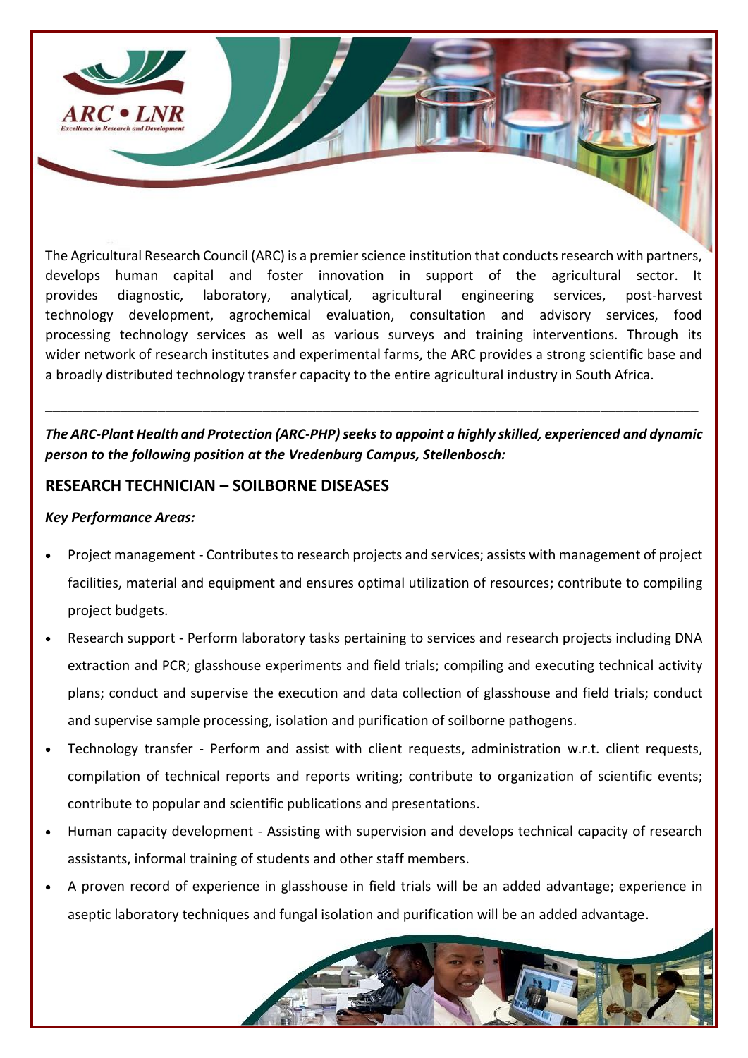ARC • LNR

Excellence in Research and Development

The Agricultural Research Council (ARC) is a premier science institution that conducts research with partners, develops human capital and foster innovation in support of the agricultural sector. It provides diagnostic, laboratory, analytical, agricultural engineering services, post-harvest technology development, agrochemical evaluation, consultation and advisory services, food processing technology services as well as various surveys and training interventions. Through its wider network of research institutes and experimental farms, the ARC provides a strong scientific base and a broadly distributed technology transfer capacity to the entire agricultural industry in South Africa.

---

***The ARC-Plant Health and Protection (ARC-PHP) seeks to appoint a highly skilled, experienced and dynamic person to the following position at the Vredenburg Campus, Stellenbosch:***

## RESEARCH TECHNICIAN – SOILBORNE DISEASES

***Key Performance Areas:***

- Project management - Contributes to research projects and services; assists with management of project facilities, material and equipment and ensures optimal utilization of resources; contribute to compiling project budgets.
- Research support - Perform laboratory tasks pertaining to services and research projects including DNA extraction and PCR; glasshouse experiments and field trials; compiling and executing technical activity plans; conduct and supervise the execution and data collection of glasshouse and field trials; conduct and supervise sample processing, isolation and purification of soilborne pathogens.
- Technology transfer - Perform and assist with client requests, administration w.r.t. client requests, compilation of technical reports and reports writing; contribute to organization of scientific events; contribute to popular and scientific publications and presentations.
- Human capacity development - Assisting with supervision and develops technical capacity of research assistants, informal training of students and other staff members.
- A proven record of experience in glasshouse in field trials will be an added advantage; experience in aseptic laboratory techniques and fungal isolation and purification will be an added advantage.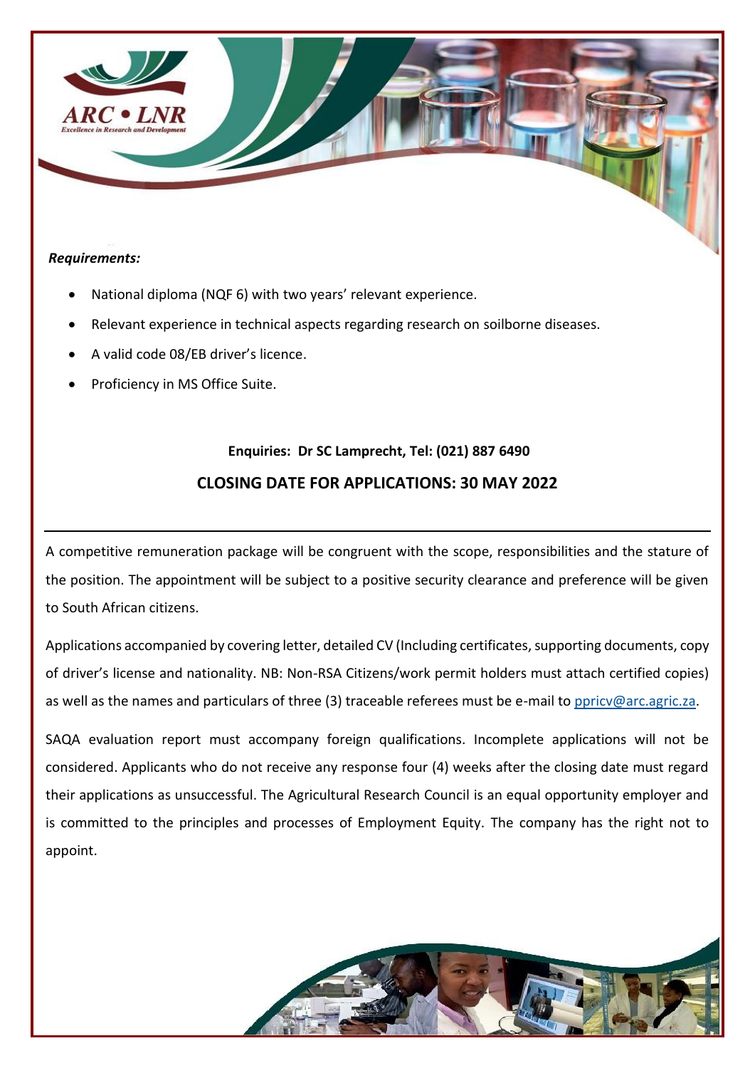***Requirements:***

- National diploma (NQF 6) with two years' relevant experience.
- Relevant experience in technical aspects regarding research on soilborne diseases.
- A valid code 08/EB driver's licence.
- Proficiency in MS Office Suite.

**Enquiries: Dr SC Lamprecht, Tel: (021) 887 6490**

**CLOSING DATE FOR APPLICATIONS: 30 MAY 2022**

---

A competitive remuneration package will be congruent with the scope, responsibilities and the stature of the position. The appointment will be subject to a positive security clearance and preference will be given to South African citizens.

Applications accompanied by covering letter, detailed CV (Including certificates, supporting documents, copy of driver's license and nationality. NB: Non-RSA Citizens/work permit holders must attach certified copies) as well as the names and particulars of three (3) traceable referees must be e-mail to pppricv@arc.agric.za.

SAQA evaluation report must accompany foreign qualifications. Incomplete applications will not be considered. Applicants who do not receive any response four (4) weeks after the closing date must regard their applications as unsuccessful. The Agricultural Research Council is an equal opportunity employer and is committed to the principles and processes of Employment Equity. The company has the right not to appoint.